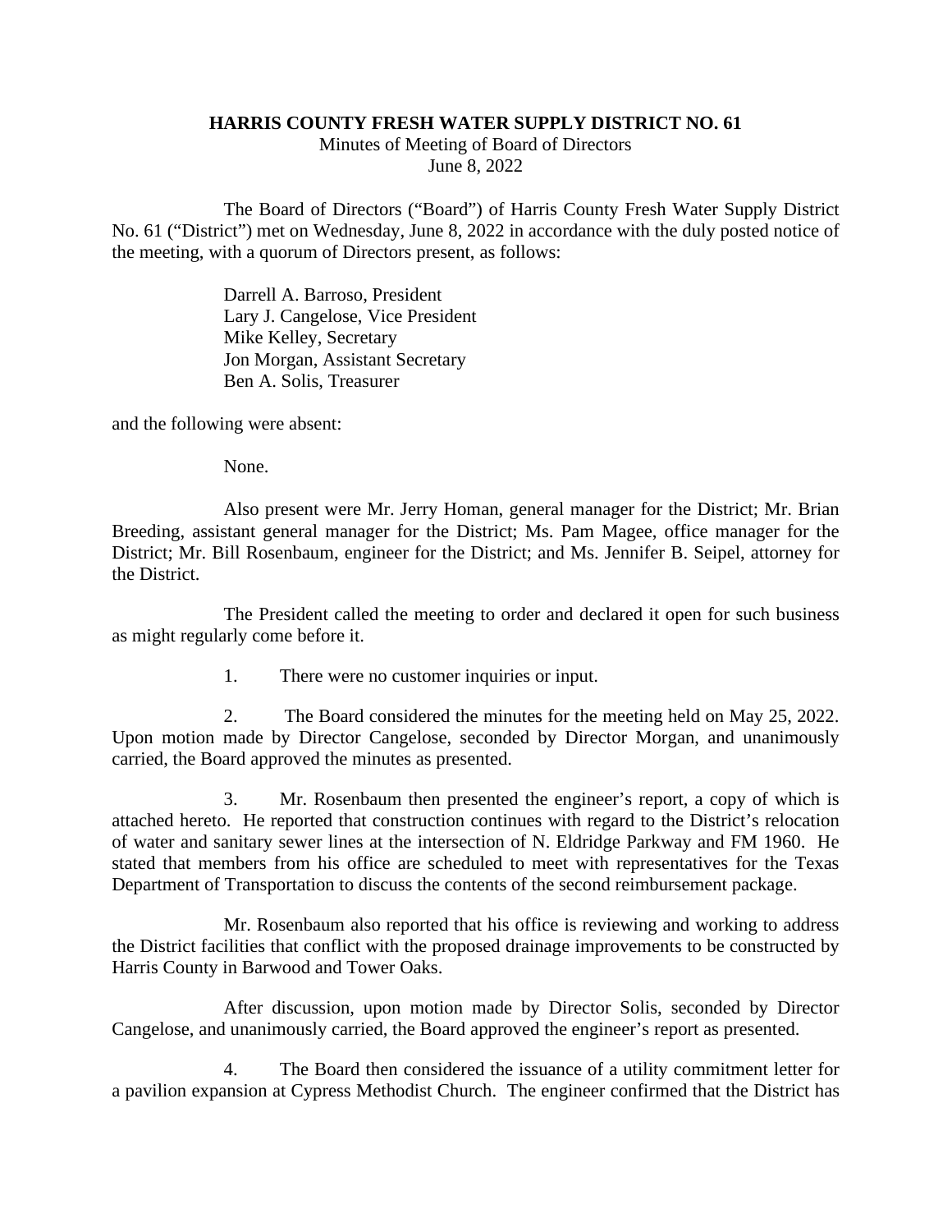**HARRIS COUNTY FRESH WATER SUPPLY DISTRICT NO. 61**

Minutes of Meeting of Board of Directors

June 8, 2022

The Board of Directors ("Board") of Harris County Fresh Water Supply District No. 61 ("District") met on Wednesday, June 8, 2022 in accordance with the duly posted notice of the meeting, with a quorum of Directors present, as follows:

Darrell A. Barroso, President
Lary J. Cangelose, Vice President
Mike Kelley, Secretary
Jon Morgan, Assistant Secretary
Ben A. Solis, Treasurer

and the following were absent:

None.

Also present were Mr. Jerry Homan, general manager for the District; Mr. Brian Breeding, assistant general manager for the District; Ms. Pam Magee, office manager for the District; Mr. Bill Rosenbaum, engineer for the District; and Ms. Jennifer B. Seipel, attorney for the District.

The President called the meeting to order and declared it open for such business as might regularly come before it.

1. There were no customer inquiries or input.

2. The Board considered the minutes for the meeting held on May 25, 2022. Upon motion made by Director Cangelose, seconded by Director Morgan, and unanimously carried, the Board approved the minutes as presented.

3. Mr. Rosenbaum then presented the engineer's report, a copy of which is attached hereto. He reported that construction continues with regard to the District's relocation of water and sanitary sewer lines at the intersection of N. Eldridge Parkway and FM 1960. He stated that members from his office are scheduled to meet with representatives for the Texas Department of Transportation to discuss the contents of the second reimbursement package.

Mr. Rosenbaum also reported that his office is reviewing and working to address the District facilities that conflict with the proposed drainage improvements to be constructed by Harris County in Barwood and Tower Oaks.

After discussion, upon motion made by Director Solis, seconded by Director Cangelose, and unanimously carried, the Board approved the engineer's report as presented.

4. The Board then considered the issuance of a utility commitment letter for a pavilion expansion at Cypress Methodist Church. The engineer confirmed that the District has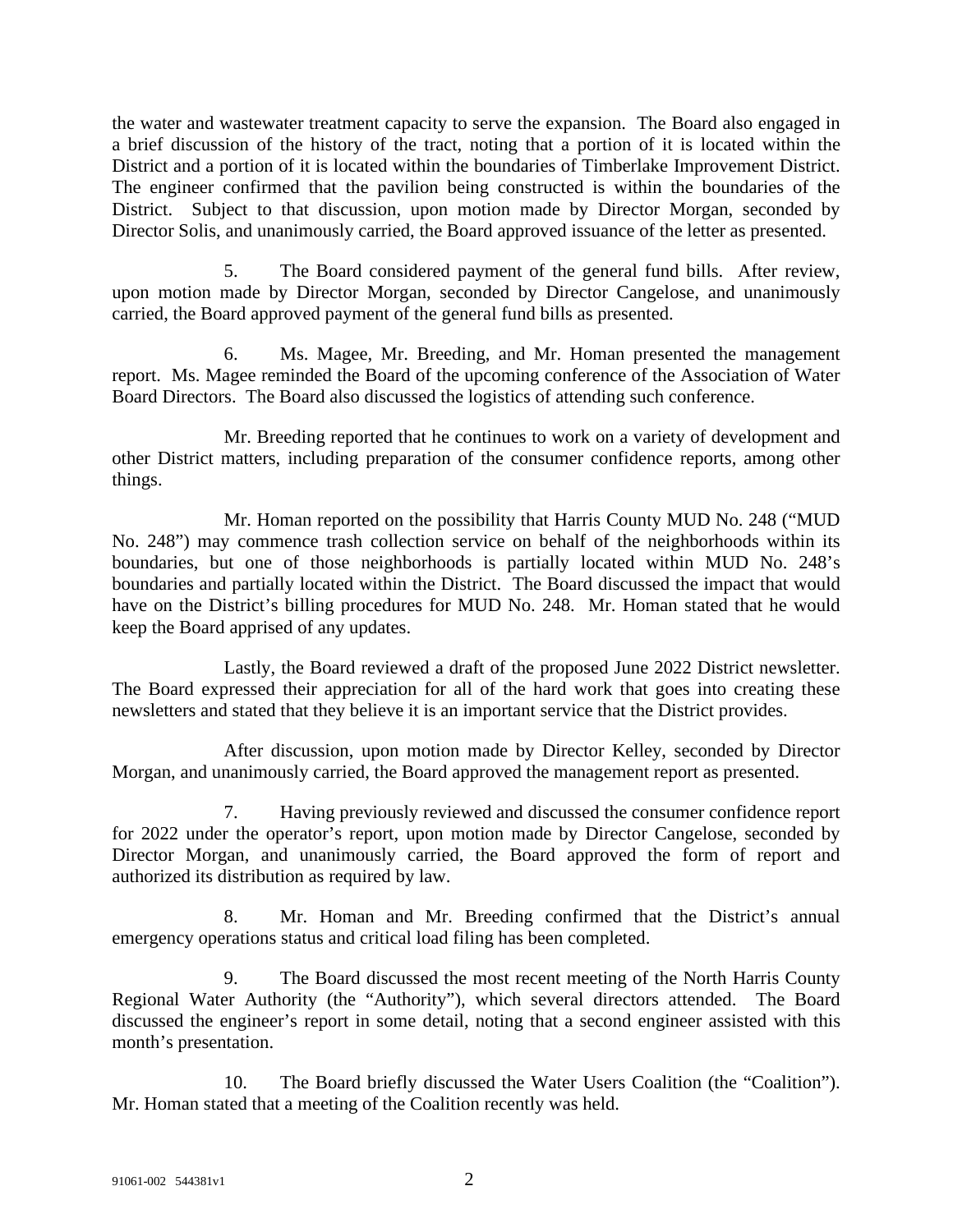the water and wastewater treatment capacity to serve the expansion. The Board also engaged in a brief discussion of the history of the tract, noting that a portion of it is located within the District and a portion of it is located within the boundaries of Timberlake Improvement District. The engineer confirmed that the pavilion being constructed is within the boundaries of the District. Subject to that discussion, upon motion made by Director Morgan, seconded by Director Solis, and unanimously carried, the Board approved issuance of the letter as presented.

5. The Board considered payment of the general fund bills. After review, upon motion made by Director Morgan, seconded by Director Cangelose, and unanimously carried, the Board approved payment of the general fund bills as presented.

6. Ms. Magee, Mr. Breeding, and Mr. Homan presented the management report. Ms. Magee reminded the Board of the upcoming conference of the Association of Water Board Directors. The Board also discussed the logistics of attending such conference.

Mr. Breeding reported that he continues to work on a variety of development and other District matters, including preparation of the consumer confidence reports, among other things.

Mr. Homan reported on the possibility that Harris County MUD No. 248 ("MUD No. 248") may commence trash collection service on behalf of the neighborhoods within its boundaries, but one of those neighborhoods is partially located within MUD No. 248's boundaries and partially located within the District. The Board discussed the impact that would have on the District's billing procedures for MUD No. 248. Mr. Homan stated that he would keep the Board apprised of any updates.

Lastly, the Board reviewed a draft of the proposed June 2022 District newsletter. The Board expressed their appreciation for all of the hard work that goes into creating these newsletters and stated that they believe it is an important service that the District provides.

After discussion, upon motion made by Director Kelley, seconded by Director Morgan, and unanimously carried, the Board approved the management report as presented.

7. Having previously reviewed and discussed the consumer confidence report for 2022 under the operator's report, upon motion made by Director Cangelose, seconded by Director Morgan, and unanimously carried, the Board approved the form of report and authorized its distribution as required by law.

8. Mr. Homan and Mr. Breeding confirmed that the District's annual emergency operations status and critical load filing has been completed.

9. The Board discussed the most recent meeting of the North Harris County Regional Water Authority (the "Authority"), which several directors attended. The Board discussed the engineer's report in some detail, noting that a second engineer assisted with this month's presentation.

10. The Board briefly discussed the Water Users Coalition (the "Coalition"). Mr. Homan stated that a meeting of the Coalition recently was held.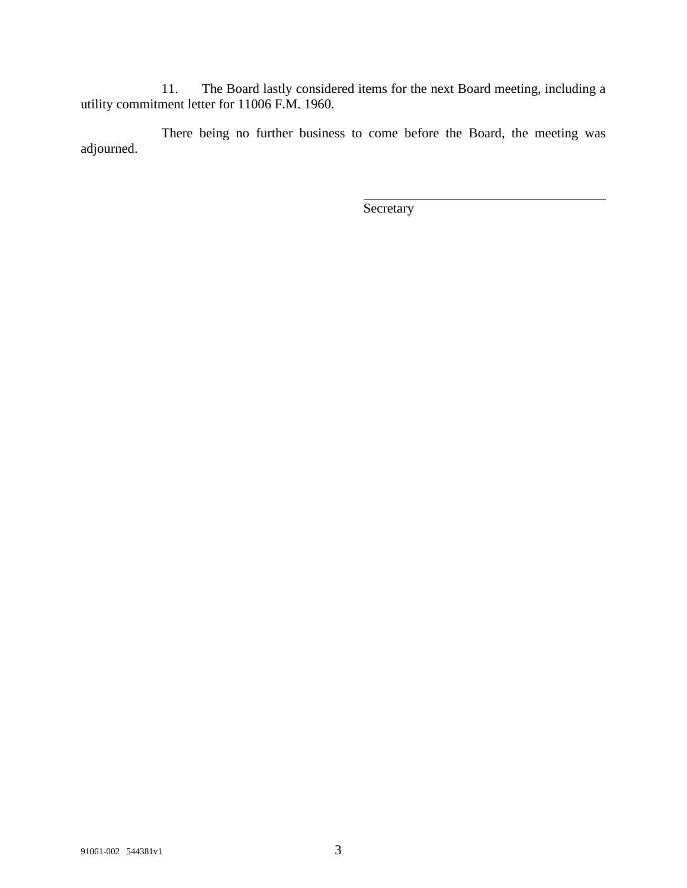11. The Board lastly considered items for the next Board meeting, including a utility commitment letter for 11006 F.M. 1960.

There being no further business to come before the Board, the meeting was adjourned.

\_\_\_\_\_\_\_\_\_\_\_\_\_\_\_\_\_\_\_\_\_\_\_\_\_\_\_\_\_\_\_\_\_\_\_\_\_\_\_\_

Secretary

91061-002 544381v1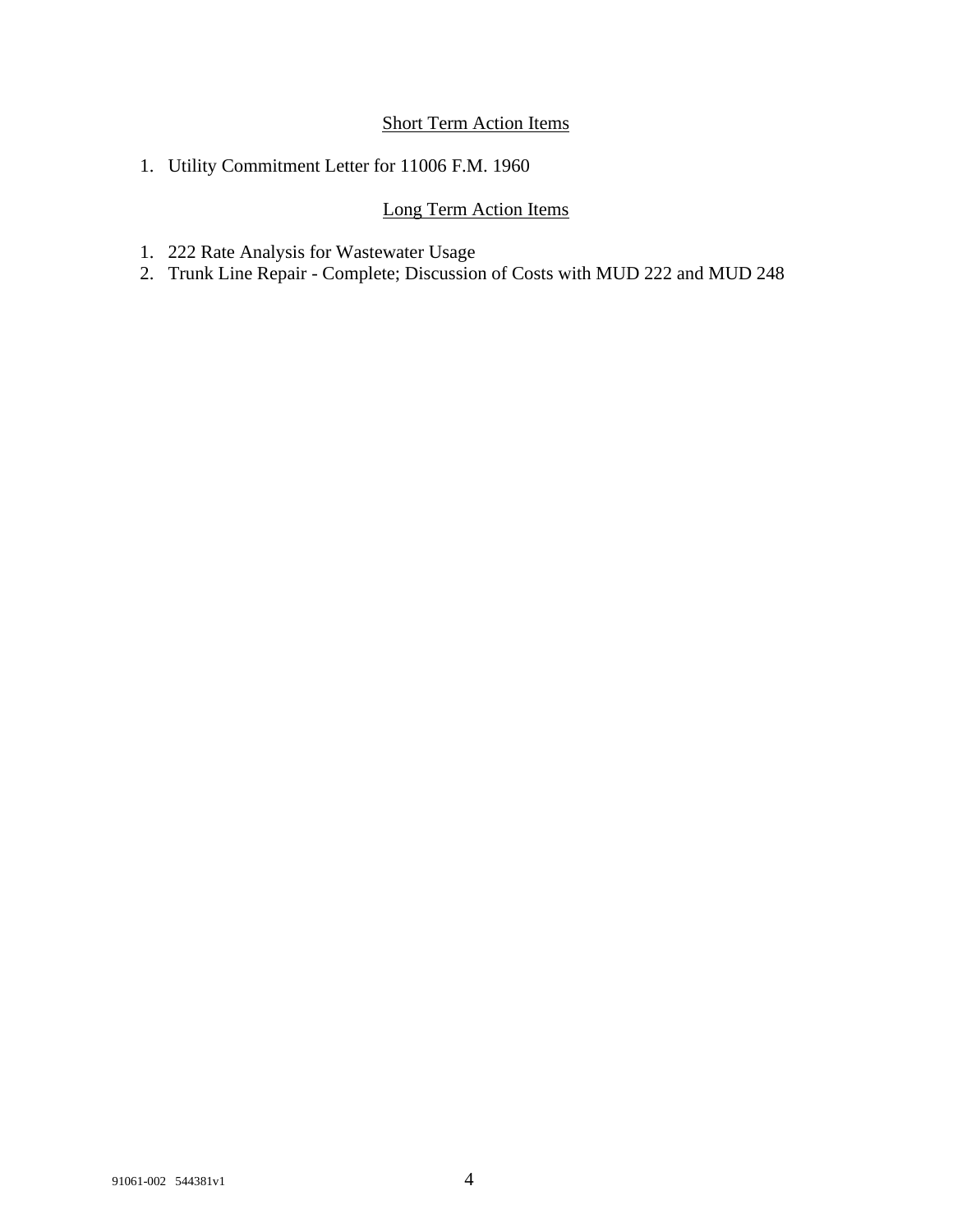<u>Short Term Action Items</u>

1. Utility Commitment Letter for 11006 F.M. 1960

<u>Long Term Action Items</u>

1. 222 Rate Analysis for Wastewater Usage
2. Trunk Line Repair - Complete; Discussion of Costs with MUD 222 and MUD 248

91061-002 544381v1